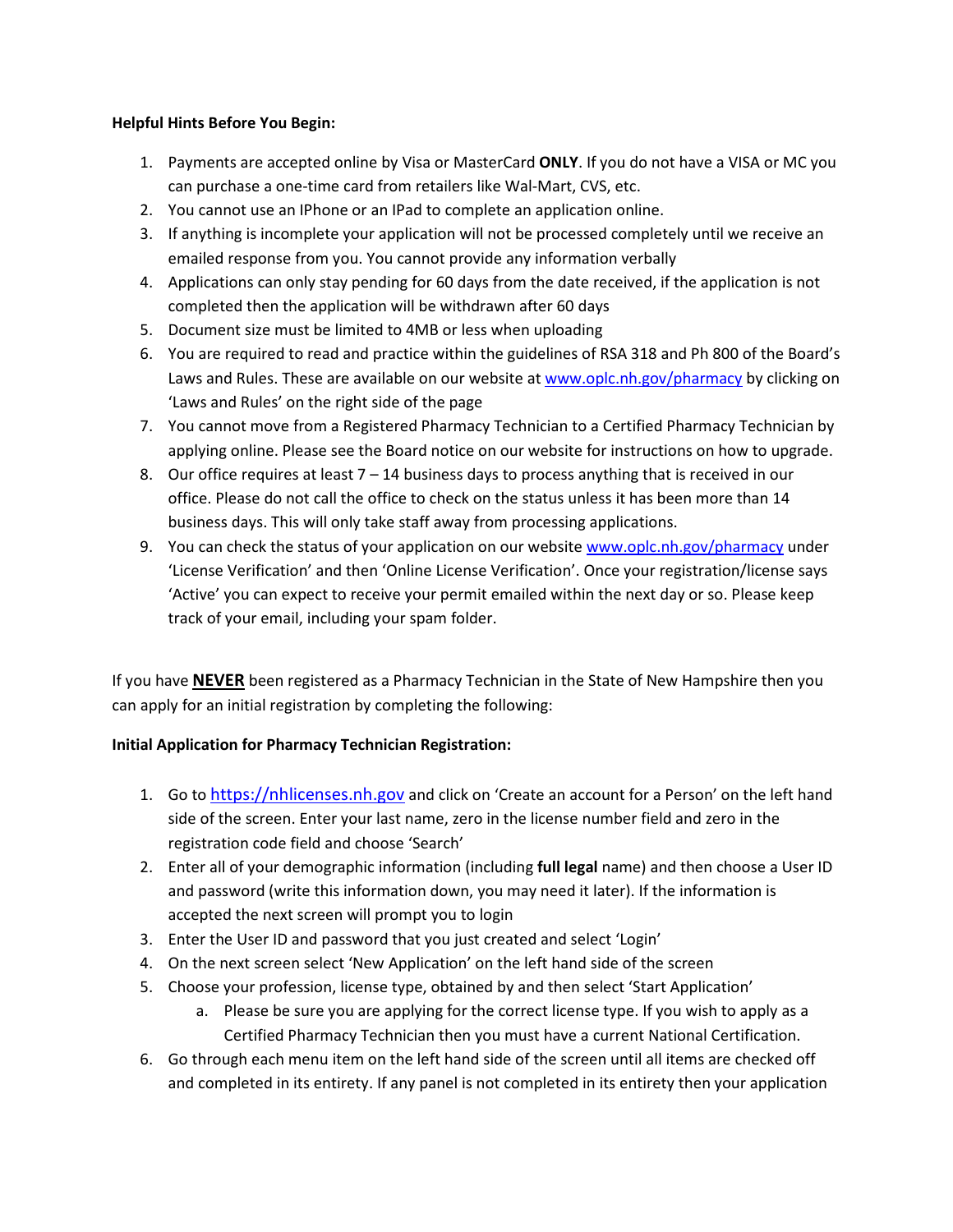**Helpful Hints Before You Begin:**

1. Payments are accepted online by Visa or MasterCard **ONLY**. If you do not have a VISA or MC you can purchase a one-time card from retailers like Wal-Mart, CVS, etc.
2. You cannot use an IPhone or an IPad to complete an application online.
3. If anything is incomplete your application will not be processed completely until we receive an emailed response from you. You cannot provide any information verbally
4. Applications can only stay pending for 60 days from the date received, if the application is not completed then the application will be withdrawn after 60 days
5. Document size must be limited to 4MB or less when uploading
6. You are required to read and practice within the guidelines of RSA 318 and Ph 800 of the Board's Laws and Rules. These are available on our website at www.oplc.nh.gov/pharmacy by clicking on 'Laws and Rules' on the right side of the page
7. You cannot move from a Registered Pharmacy Technician to a Certified Pharmacy Technician by applying online. Please see the Board notice on our website for instructions on how to upgrade.
8. Our office requires at least 7 – 14 business days to process anything that is received in our office. Please do not call the office to check on the status unless it has been more than 14 business days. This will only take staff away from processing applications.
9. You can check the status of your application on our website www.oplc.nh.gov/pharmacy under 'License Verification' and then 'Online License Verification'. Once your registration/license says 'Active' you can expect to receive your permit emailed within the next day or so. Please keep track of your email, including your spam folder.

If you have <u>**NEVER**</u> been registered as a Pharmacy Technician in the State of New Hampshire then you can apply for an initial registration by completing the following:

**Initial Application for Pharmacy Technician Registration:**

1. Go to https://nhlicenses.nh.gov and click on 'Create an account for a Person' on the left hand side of the screen. Enter your last name, zero in the license number field and zero in the registration code field and choose 'Search'
2. Enter all of your demographic information (including **full legal** name) and then choose a User ID and password (write this information down, you may need it later). If the information is accepted the next screen will prompt you to login
3. Enter the User ID and password that you just created and select 'Login'
4. On the next screen select 'New Application' on the left hand side of the screen
5. Choose your profession, license type, obtained by and then select 'Start Application'
   a. Please be sure you are applying for the correct license type. If you wish to apply as a Certified Pharmacy Technician then you must have a current National Certification.
6. Go through each menu item on the left hand side of the screen until all items are checked off and completed in its entirety. If any panel is not completed in its entirety then your application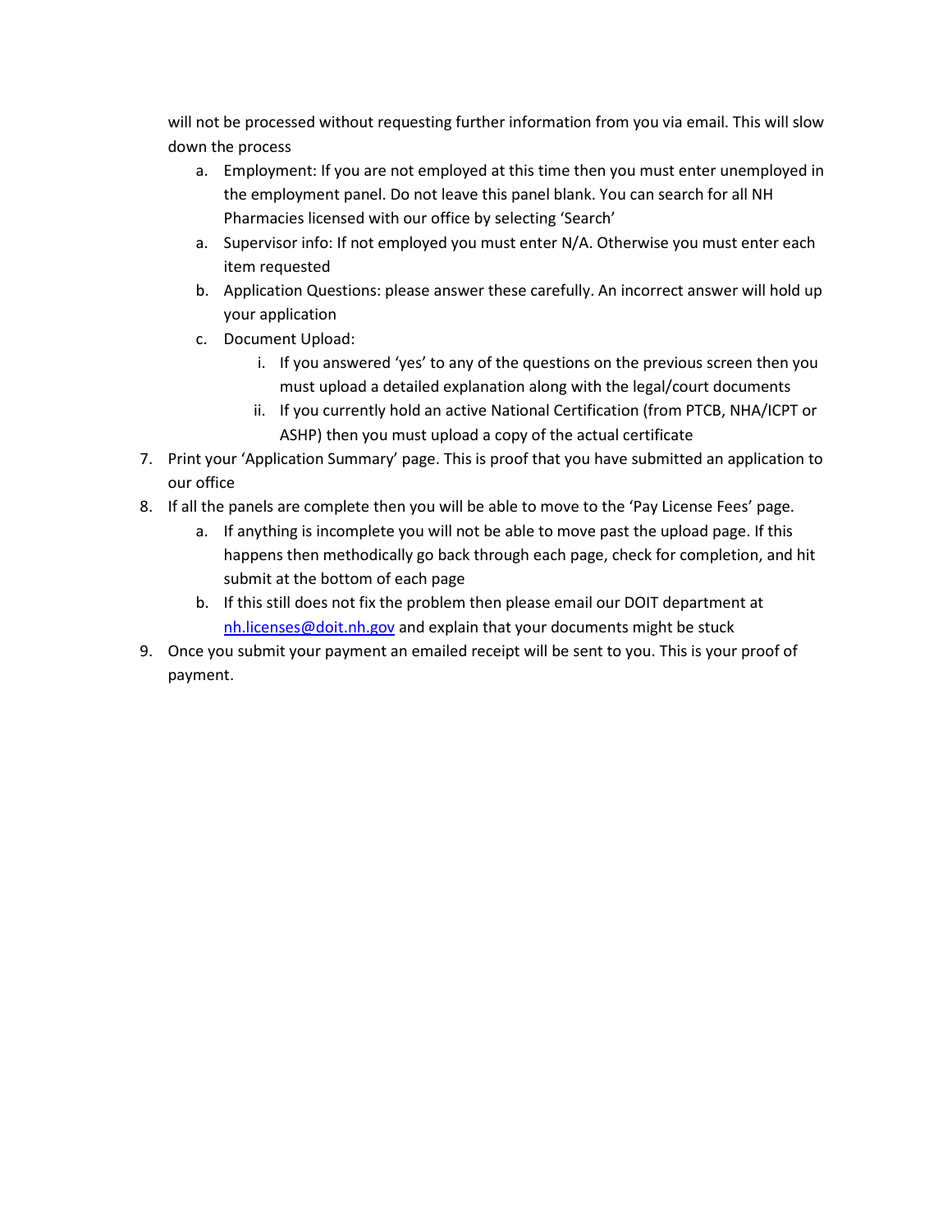will not be processed without requesting further information from you via email. This will slow down the process

   a. Employment: If you are not employed at this time then you must enter unemployed in the employment panel. Do not leave this panel blank. You can search for all NH Pharmacies licensed with our office by selecting 'Search'
   a. Supervisor info: If not employed you must enter N/A. Otherwise you must enter each item requested
   b. Application Questions: please answer these carefully. An incorrect answer will hold up your application
   c. Document Upload:
      i. If you answered 'yes' to any of the questions on the previous screen then you must upload a detailed explanation along with the legal/court documents
      ii. If you currently hold an active National Certification (from PTCB, NHA/ICPT or ASHP) then you must upload a copy of the actual certificate

7. Print your 'Application Summary' page. This is proof that you have submitted an application to our office
8. If all the panels are complete then you will be able to move to the 'Pay License Fees' page.
   a. If anything is incomplete you will not be able to move past the upload page. If this happens then methodically go back through each page, check for completion, and hit submit at the bottom of each page
   b. If this still does not fix the problem then please email our DOIT department at nh.licenses@doit.nh.gov and explain that your documents might be stuck
9. Once you submit your payment an emailed receipt will be sent to you. This is your proof of payment.